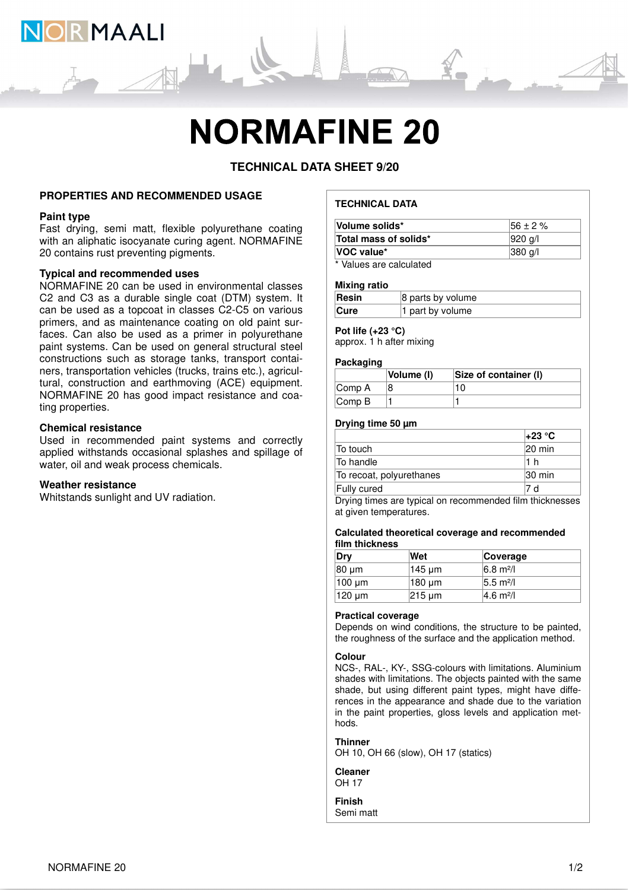# NORMAFINE 20

**TECHNICAL DATA SHEET 9/20**

## PROPERTIES AND RECOMMENDED USAGE

### Paint type

Fast drying, semi matt, flexible polyurethane coating with an aliphatic isocyanate curing agent. NORMAFINE 20 contains rust preventing pigments.

### Typical and recommended uses

NORMAFINE 20 can be used in environmental classes C2 and C3 as a durable single coat (DTM) system. It can be used as a topcoat in classes C2-C5 on various primers, and as maintenance coating on old paint surfaces. Can also be used as a primer in polyurethane paint systems. Can be used on general structural steel constructions such as storage tanks, transport containers, transportation vehicles (trucks, trains etc.), agricultural, construction and earthmoving (ACE) equipment. NORMAFINE 20 has good impact resistance and coating properties.

### Chemical resistance

Used in recommended paint systems and correctly applied withstands occasional splashes and spillage of water, oil and weak process chemicals.

### Weather resistance

Whitstands sunlight and UV radiation.

## TECHNICAL DATA

| | |
|---|---|
| **Volume solids*** | 56 ± 2 % |
| **Total mass of solids*** | 920 g/l |
| **VOC value*** | 380 g/l |

* Values are calculated

### Mixing ratio

| | |
|---|---|
| **Resin** | 8 parts by volume |
| **Cure** | 1 part by volume |

### Pot life (+23 °C)

approx. 1 h after mixing

### Packaging

| | Volume (l) | Size of container (l) |
|---|---|---|
| Comp A | 8 | 10 |
| Comp B | 1 | 1 |

### Drying time 50 µm

| | +23 °C |
|---|---|
| To touch | 20 min |
| To handle | 1 h |
| To recoat, polyurethanes | 30 min |
| Fully cured | 7 d |

Drying times are typical on recommended film thicknesses at given temperatures.

### Calculated theoretical coverage and recommended film thickness

| Dry | Wet | Coverage |
|---|---|---|
| 80 µm | 145 µm | 6.8 m²/l |
| 100 µm | 180 µm | 5.5 m²/l |
| 120 µm | 215 µm | 4.6 m²/l |

### Practical coverage

Depends on wind conditions, the structure to be painted, the roughness of the surface and the application method.

### Colour

NCS-, RAL-, KY-, SSG-colours with limitations. Aluminium shades with limitations. The objects painted with the same shade, but using different paint types, might have differences in the appearance and shade due to the variation in the paint properties, gloss levels and application methods.

### Thinner

OH 10, OH 66 (slow), OH 17 (statics)

### Cleaner

OH 17

### Finish

Semi matt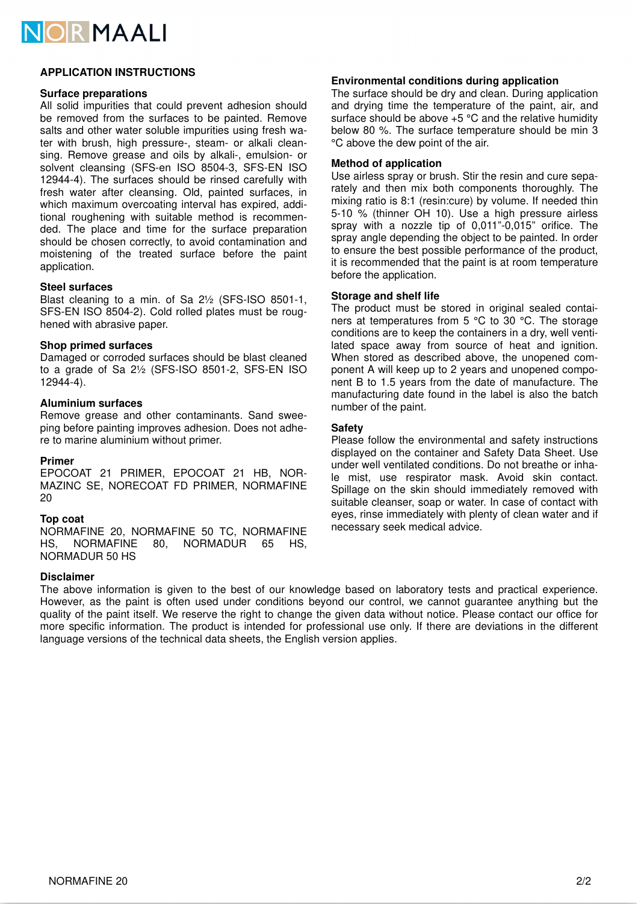## APPLICATION INSTRUCTIONS

### Surface preparations

All solid impurities that could prevent adhesion should be removed from the surfaces to be painted. Remove salts and other water soluble impurities using fresh water with brush, high pressure-, steam- or alkali cleansing. Remove grease and oils by alkali-, emulsion- or solvent cleansing (SFS-en ISO 8504-3, SFS-EN ISO 12944-4). The surfaces should be rinsed carefully with fresh water after cleansing. Old, painted surfaces, in which maximum overcoating interval has expired, additional roughening with suitable method is recommended. The place and time for the surface preparation should be chosen correctly, to avoid contamination and moistening of the treated surface before the paint application.

### Steel surfaces

Blast cleaning to a min. of Sa 2½ (SFS-ISO 8501-1, SFS-EN ISO 8504-2). Cold rolled plates must be roughened with abrasive paper.

### Shop primed surfaces

Damaged or corroded surfaces should be blast cleaned to a grade of Sa 2½ (SFS-ISO 8501-2, SFS-EN ISO 12944-4).

### Aluminium surfaces

Remove grease and other contaminants. Sand sweeping before painting improves adhesion. Does not adhere to marine aluminium without primer.

### Primer

EPOCOAT 21 PRIMER, EPOCOAT 21 HB, NORMAZINC SE, NORECOAT FD PRIMER, NORMAFINE 20

### Top coat

NORMAFINE 20, NORMAFINE 50 TC, NORMAFINE HS, NORMAFINE 80, NORMADUR 65 HS, NORMADUR 50 HS

### Environmental conditions during application

The surface should be dry and clean. During application and drying time the temperature of the paint, air, and surface should be above +5 °C and the relative humidity below 80 %. The surface temperature should be min 3 °C above the dew point of the air.

### Method of application

Use airless spray or brush. Stir the resin and cure separately and then mix both components thoroughly. The mixing ratio is 8:1 (resin:cure) by volume. If needed thin 5-10 % (thinner OH 10). Use a high pressure airless spray with a nozzle tip of 0,011"-0,015" orifice. The spray angle depending the object to be painted. In order to ensure the best possible performance of the product, it is recommended that the paint is at room temperature before the application.

### Storage and shelf life

The product must be stored in original sealed containers at temperatures from 5 °C to 30 °C. The storage conditions are to keep the containers in a dry, well ventilated space away from source of heat and ignition. When stored as described above, the unopened component A will keep up to 2 years and unopened component B to 1.5 years from the date of manufacture. The manufacturing date found in the label is also the batch number of the paint.

### Safety

Please follow the environmental and safety instructions displayed on the container and Safety Data Sheet. Use under well ventilated conditions. Do not breathe or inhale mist, use respirator mask. Avoid skin contact. Spillage on the skin should immediately removed with suitable cleanser, soap or water. In case of contact with eyes, rinse immediately with plenty of clean water and if necessary seek medical advice.

### Disclaimer

The above information is given to the best of our knowledge based on laboratory tests and practical experience. However, as the paint is often used under conditions beyond our control, we cannot guarantee anything but the quality of the paint itself. We reserve the right to change the given data without notice. Please contact our office for more specific information. The product is intended for professional use only. If there are deviations in the different language versions of the technical data sheets, the English version applies.